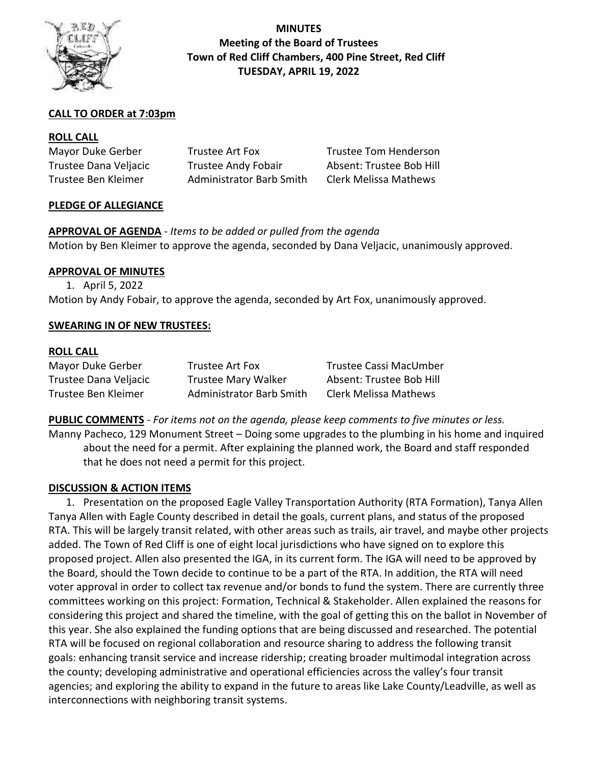# MINUTES

**Meeting of the Board of Trustees**
**Town of Red Cliff Chambers, 400 Pine Street, Red Cliff**
**TUESDAY, APRIL 19, 2022**

**CALL TO ORDER at 7:03pm**

**ROLL CALL**

| | | |
|---|---|---|
| Mayor Duke Gerber | Trustee Art Fox | Trustee Tom Henderson |
| Trustee Dana Veljacic | Trustee Andy Fobair | Absent: Trustee Bob Hill |
| Trustee Ben Kleimer | Administrator Barb Smith | Clerk Melissa Mathews |

**PLEDGE OF ALLEGIANCE**

**APPROVAL OF AGENDA** - *Items to be added or pulled from the agenda*
Motion by Ben Kleimer to approve the agenda, seconded by Dana Veljacic, unanimously approved.

**APPROVAL OF MINUTES**

1. April 5, 2022

Motion by Andy Fobair, to approve the agenda, seconded by Art Fox, unanimously approved.

**SWEARING IN OF NEW TRUSTEES:**

**ROLL CALL**

| | | |
|---|---|---|
| Mayor Duke Gerber | Trustee Art Fox | Trustee Cassi MacUmber |
| Trustee Dana Veljacic | Trustee Mary Walker | Absent: Trustee Bob Hill |
| Trustee Ben Kleimer | Administrator Barb Smith | Clerk Melissa Mathews |

**PUBLIC COMMENTS** - *For items not on the agenda, please keep comments to five minutes or less.*
Manny Pacheco, 129 Monument Street – Doing some upgrades to the plumbing in his home and inquired about the need for a permit. After explaining the planned work, the Board and staff responded that he does not need a permit for this project.

**DISCUSSION & ACTION ITEMS**

1. Presentation on the proposed Eagle Valley Transportation Authority (RTA Formation), Tanya Allen

Tanya Allen with Eagle County described in detail the goals, current plans, and status of the proposed RTA. This will be largely transit related, with other areas such as trails, air travel, and maybe other projects added. The Town of Red Cliff is one of eight local jurisdictions who have signed on to explore this proposed project. Allen also presented the IGA, in its current form. The IGA will need to be approved by the Board, should the Town decide to continue to be a part of the RTA. In addition, the RTA will need voter approval in order to collect tax revenue and/or bonds to fund the system. There are currently three committees working on this project: Formation, Technical & Stakeholder. Allen explained the reasons for considering this project and shared the timeline, with the goal of getting this on the ballot in November of this year. She also explained the funding options that are being discussed and researched. The potential RTA will be focused on regional collaboration and resource sharing to address the following transit goals: enhancing transit service and increase ridership; creating broader multimodal integration across the county; developing administrative and operational efficiencies across the valley's four transit agencies; and exploring the ability to expand in the future to areas like Lake County/Leadville, as well as interconnections with neighboring transit systems.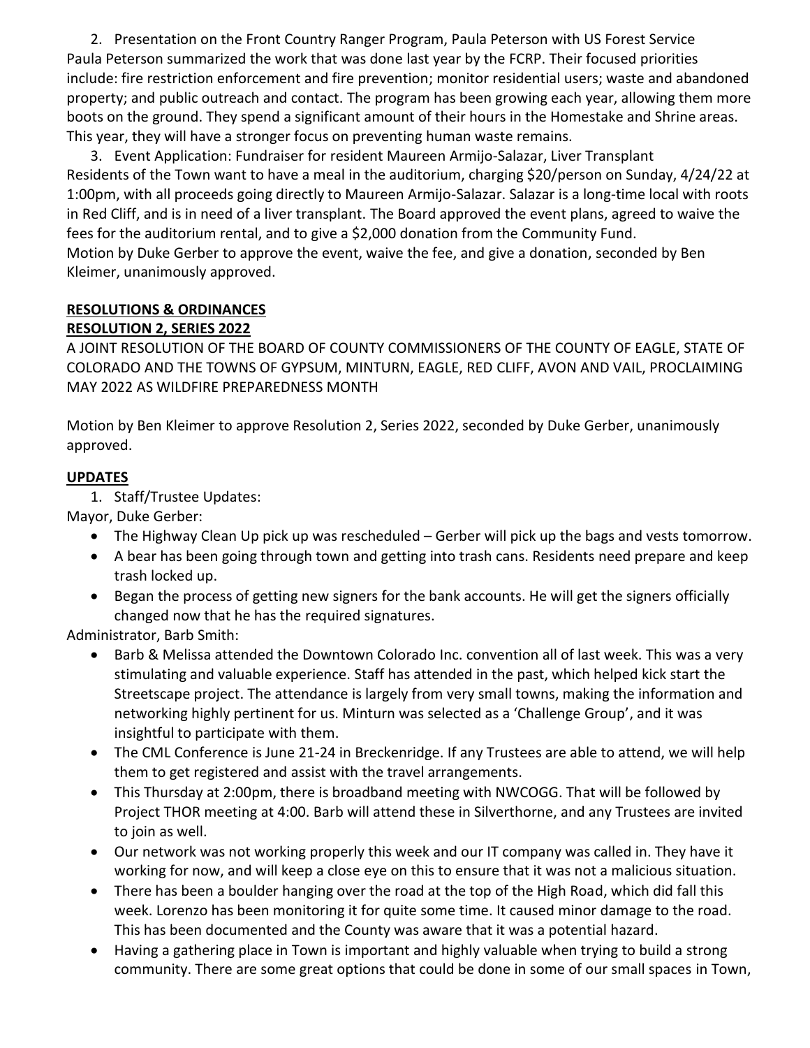2. Presentation on the Front Country Ranger Program, Paula Peterson with US Forest Service

Paula Peterson summarized the work that was done last year by the FCRP. Their focused priorities include: fire restriction enforcement and fire prevention; monitor residential users; waste and abandoned property; and public outreach and contact. The program has been growing each year, allowing them more boots on the ground. They spend a significant amount of their hours in the Homestake and Shrine areas. This year, they will have a stronger focus on preventing human waste remains.

3. Event Application: Fundraiser for resident Maureen Armijo-Salazar, Liver Transplant

Residents of the Town want to have a meal in the auditorium, charging $20/person on Sunday, 4/24/22 at 1:00pm, with all proceeds going directly to Maureen Armijo-Salazar. Salazar is a long-time local with roots in Red Cliff, and is in need of a liver transplant. The Board approved the event plans, agreed to waive the fees for the auditorium rental, and to give a $2,000 donation from the Community Fund.
Motion by Duke Gerber to approve the event, waive the fee, and give a donation, seconded by Ben Kleimer, unanimously approved.

**RESOLUTIONS & ORDINANCES**

**RESOLUTION 2, SERIES 2022**

A JOINT RESOLUTION OF THE BOARD OF COUNTY COMMISSIONERS OF THE COUNTY OF EAGLE, STATE OF COLORADO AND THE TOWNS OF GYPSUM, MINTURN, EAGLE, RED CLIFF, AVON AND VAIL, PROCLAIMING MAY 2022 AS WILDFIRE PREPAREDNESS MONTH

Motion by Ben Kleimer to approve Resolution 2, Series 2022, seconded by Duke Gerber, unanimously approved.

**UPDATES**

1. Staff/Trustee Updates:

Mayor, Duke Gerber:

- The Highway Clean Up pick up was rescheduled – Gerber will pick up the bags and vests tomorrow.
- A bear has been going through town and getting into trash cans. Residents need prepare and keep trash locked up.
- Began the process of getting new signers for the bank accounts. He will get the signers officially changed now that he has the required signatures.

Administrator, Barb Smith:

- Barb & Melissa attended the Downtown Colorado Inc. convention all of last week. This was a very stimulating and valuable experience. Staff has attended in the past, which helped kick start the Streetscape project. The attendance is largely from very small towns, making the information and networking highly pertinent for us. Minturn was selected as a 'Challenge Group', and it was insightful to participate with them.
- The CML Conference is June 21-24 in Breckenridge. If any Trustees are able to attend, we will help them to get registered and assist with the travel arrangements.
- This Thursday at 2:00pm, there is broadband meeting with NWCOGG. That will be followed by Project THOR meeting at 4:00. Barb will attend these in Silverthorne, and any Trustees are invited to join as well.
- Our network was not working properly this week and our IT company was called in. They have it working for now, and will keep a close eye on this to ensure that it was not a malicious situation.
- There has been a boulder hanging over the road at the top of the High Road, which did fall this week. Lorenzo has been monitoring it for quite some time. It caused minor damage to the road. This has been documented and the County was aware that it was a potential hazard.
- Having a gathering place in Town is important and highly valuable when trying to build a strong community. There are some great options that could be done in some of our small spaces in Town,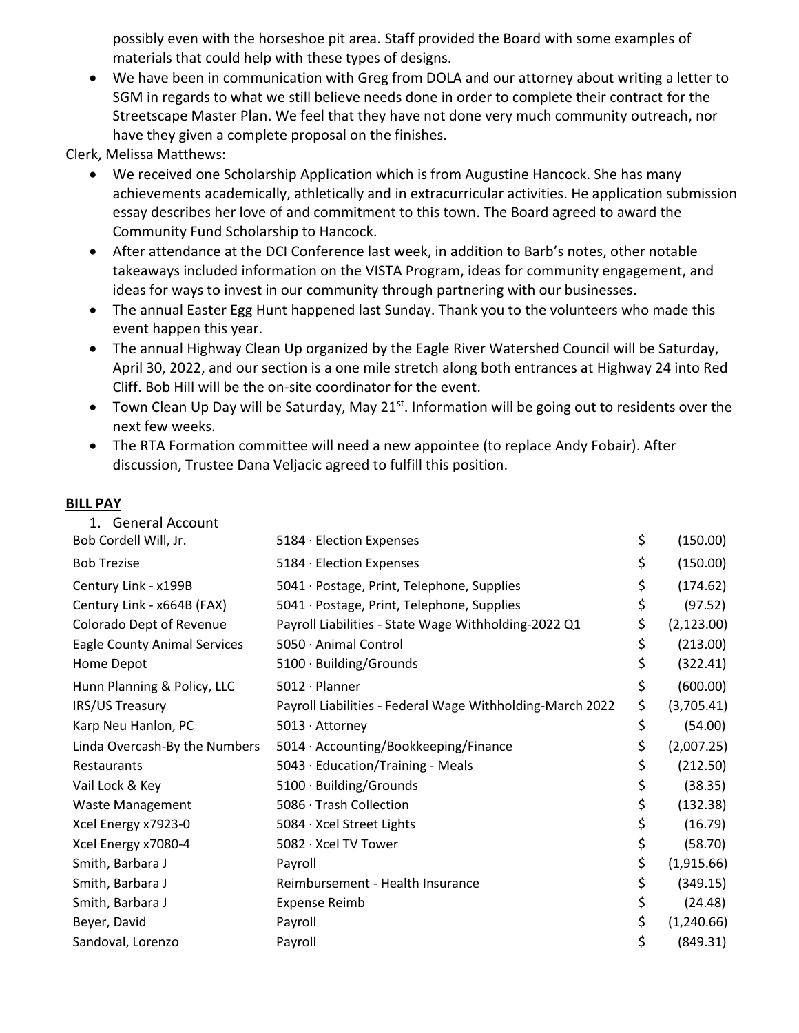possibly even with the horseshoe pit area. Staff provided the Board with some examples of materials that could help with these types of designs.

- We have been in communication with Greg from DOLA and our attorney about writing a letter to SGM in regards to what we still believe needs done in order to complete their contract for the Streetscape Master Plan. We feel that they have not done very much community outreach, nor have they given a complete proposal on the finishes.

Clerk, Melissa Matthews:

- We received one Scholarship Application which is from Augustine Hancock. She has many achievements academically, athletically and in extracurricular activities. He application submission essay describes her love of and commitment to this town. The Board agreed to award the Community Fund Scholarship to Hancock.
- After attendance at the DCI Conference last week, in addition to Barb's notes, other notable takeaways included information on the VISTA Program, ideas for community engagement, and ideas for ways to invest in our community through partnering with our businesses.
- The annual Easter Egg Hunt happened last Sunday. Thank you to the volunteers who made this event happen this year.
- The annual Highway Clean Up organized by the Eagle River Watershed Council will be Saturday, April 30, 2022, and our section is a one mile stretch along both entrances at Highway 24 into Red Cliff. Bob Hill will be the on-site coordinator for the event.
- Town Clean Up Day will be Saturday, May 21st. Information will be going out to residents over the next few weeks.
- The RTA Formation committee will need a new appointee (to replace Andy Fobair). After discussion, Trustee Dana Veljacic agreed to fulfill this position.

**BILL PAY**

1. General Account

| | | |
|---|---|---|
| Bob Cordell Will, Jr. | 5184 · Election Expenses | $ (150.00) |
| Bob Trezise | 5184 · Election Expenses | $ (150.00) |
| Century Link - x199B | 5041 · Postage, Print, Telephone, Supplies | $ (174.62) |
| Century Link - x664B (FAX) | 5041 · Postage, Print, Telephone, Supplies | $ (97.52) |
| Colorado Dept of Revenue | Payroll Liabilities - State Wage Withholding-2022 Q1 | $ (2,123.00) |
| Eagle County Animal Services | 5050 · Animal Control | $ (213.00) |
| Home Depot | 5100 · Building/Grounds | $ (322.41) |
| Hunn Planning & Policy, LLC | 5012 · Planner | $ (600.00) |
| IRS/US Treasury | Payroll Liabilities - Federal Wage Withholding-March 2022 | $ (3,705.41) |
| Karp Neu Hanlon, PC | 5013 · Attorney | $ (54.00) |
| Linda Overcash-By the Numbers | 5014 · Accounting/Bookkeeping/Finance | $ (2,007.25) |
| Restaurants | 5043 · Education/Training - Meals | $ (212.50) |
| Vail Lock & Key | 5100 · Building/Grounds | $ (38.35) |
| Waste Management | 5086 · Trash Collection | $ (132.38) |
| Xcel Energy x7923-0 | 5084 · Xcel Street Lights | $ (16.79) |
| Xcel Energy x7080-4 | 5082 · Xcel TV Tower | $ (58.70) |
| Smith, Barbara J | Payroll | $ (1,915.66) |
| Smith, Barbara J | Reimbursement - Health Insurance | $ (349.15) |
| Smith, Barbara J | Expense Reimb | $ (24.48) |
| Beyer, David | Payroll | $ (1,240.66) |
| Sandoval, Lorenzo | Payroll | $ (849.31) |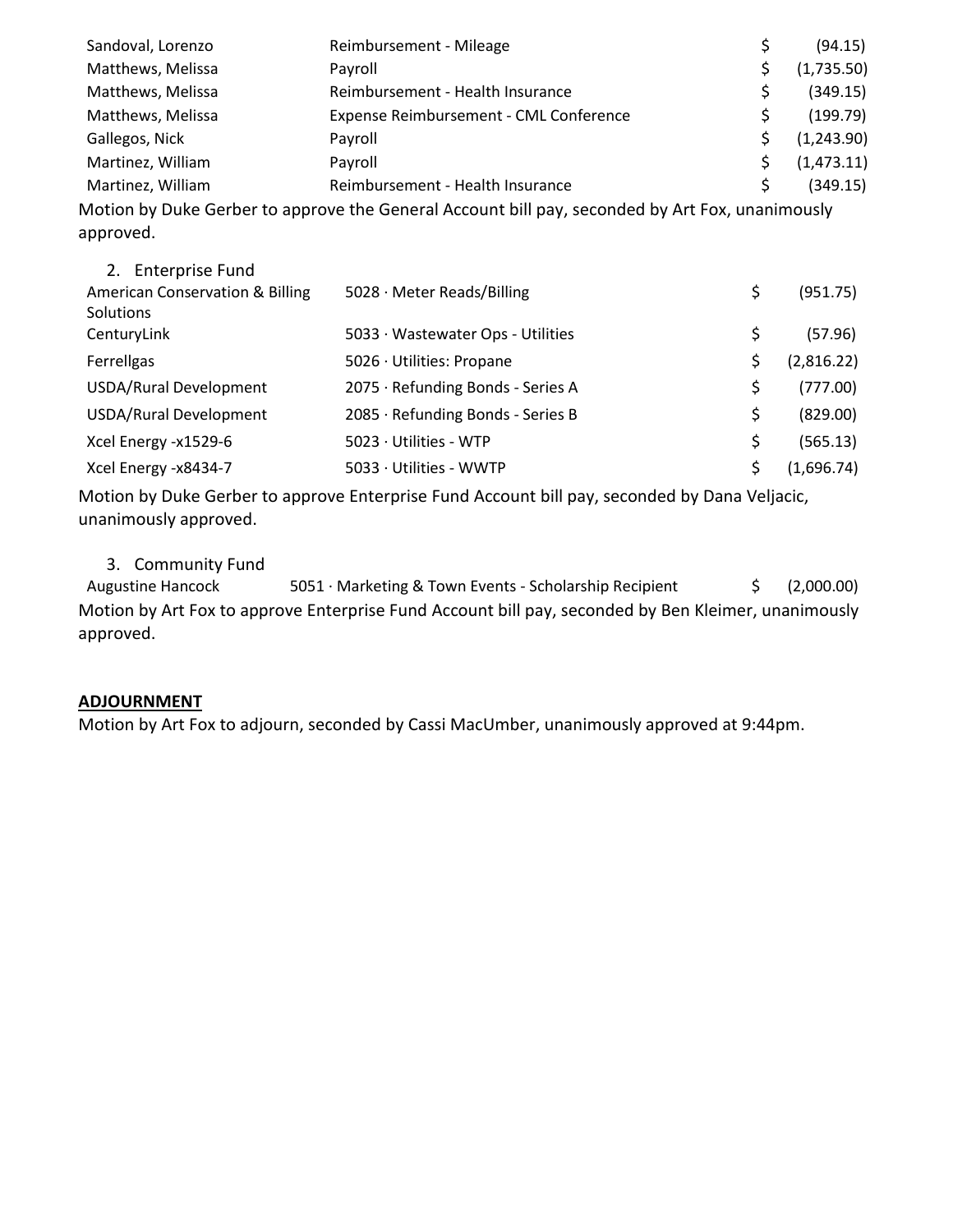| | | | |
|---|---|---|---|
| Sandoval, Lorenzo | Reimbursement - Mileage | $ | (94.15) |
| Matthews, Melissa | Payroll | $ | (1,735.50) |
| Matthews, Melissa | Reimbursement - Health Insurance | $ | (349.15) |
| Matthews, Melissa | Expense Reimbursement - CML Conference | $ | (199.79) |
| Gallegos, Nick | Payroll | $ | (1,243.90) |
| Martinez, William | Payroll | $ | (1,473.11) |
| Martinez, William | Reimbursement - Health Insurance | $ | (349.15) |

Motion by Duke Gerber to approve the General Account bill pay, seconded by Art Fox, unanimously approved.

2. Enterprise Fund

| | | | |
|---|---|---|---|
| American Conservation & Billing Solutions | 5028 · Meter Reads/Billing | $ | (951.75) |
| CenturyLink | 5033 · Wastewater Ops - Utilities | $ | (57.96) |
| Ferrellgas | 5026 · Utilities: Propane | $ | (2,816.22) |
| USDA/Rural Development | 2075 · Refunding Bonds - Series A | $ | (777.00) |
| USDA/Rural Development | 2085 · Refunding Bonds - Series B | $ | (829.00) |
| Xcel Energy -x1529-6 | 5023 · Utilities - WTP | $ | (565.13) |
| Xcel Energy -x8434-7 | 5033 · Utilities - WWTP | $ | (1,696.74) |

Motion by Duke Gerber to approve Enterprise Fund Account bill pay, seconded by Dana Veljacic, unanimously approved.

3. Community Fund

| | | | |
|---|---|---|---|
| Augustine Hancock | 5051 · Marketing & Town Events - Scholarship Recipient | $ | (2,000.00) |

Motion by Art Fox to approve Enterprise Fund Account bill pay, seconded by Ben Kleimer, unanimously approved.

**ADJOURNMENT**

Motion by Art Fox to adjourn, seconded by Cassi MacUmber, unanimously approved at 9:44pm.